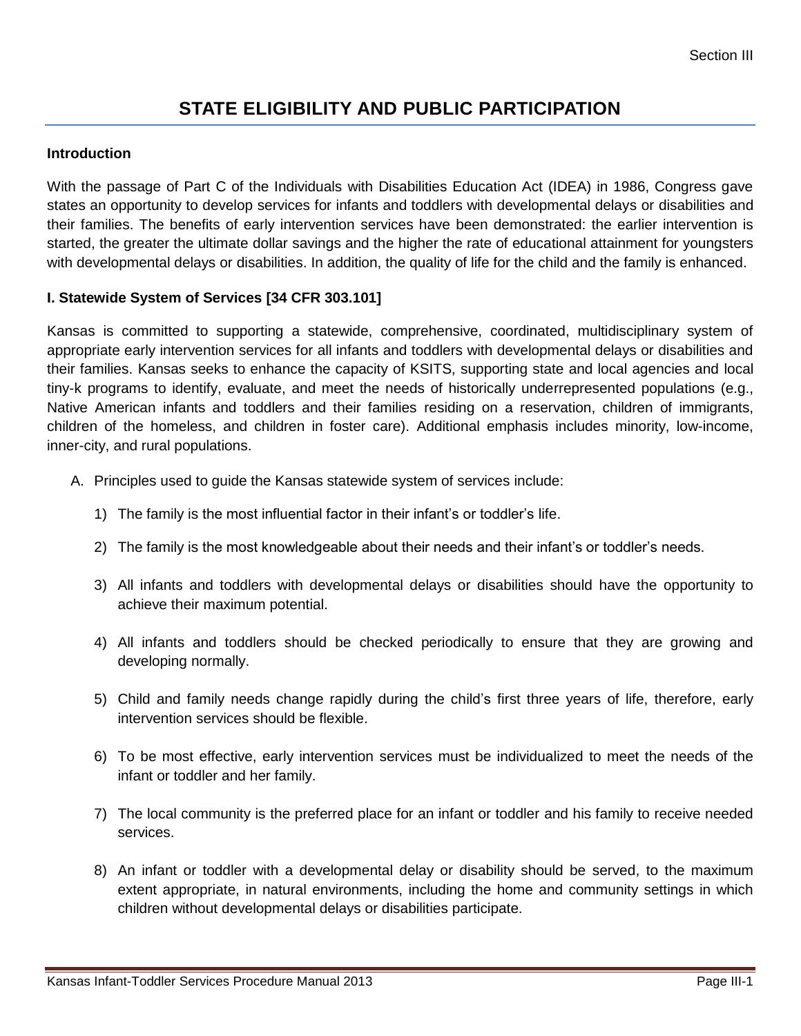# STATE ELIGIBILITY AND PUBLIC PARTICIPATION

**Introduction**

With the passage of Part C of the Individuals with Disabilities Education Act (IDEA) in 1986, Congress gave states an opportunity to develop services for infants and toddlers with developmental delays or disabilities and their families. The benefits of early intervention services have been demonstrated: the earlier intervention is started, the greater the ultimate dollar savings and the higher the rate of educational attainment for youngsters with developmental delays or disabilities. In addition, the quality of life for the child and the family is enhanced.

**I. Statewide System of Services [34 CFR 303.101]**

Kansas is committed to supporting a statewide, comprehensive, coordinated, multidisciplinary system of appropriate early intervention services for all infants and toddlers with developmental delays or disabilities and their families. Kansas seeks to enhance the capacity of KSITS, supporting state and local agencies and local tiny-k programs to identify, evaluate, and meet the needs of historically underrepresented populations (e.g., Native American infants and toddlers and their families residing on a reservation, children of immigrants, children of the homeless, and children in foster care). Additional emphasis includes minority, low-income, inner-city, and rural populations.

A. Principles used to guide the Kansas statewide system of services include:

1) The family is the most influential factor in their infant's or toddler's life.

2) The family is the most knowledgeable about their needs and their infant's or toddler's needs.

3) All infants and toddlers with developmental delays or disabilities should have the opportunity to achieve their maximum potential.

4) All infants and toddlers should be checked periodically to ensure that they are growing and developing normally.

5) Child and family needs change rapidly during the child's first three years of life, therefore, early intervention services should be flexible.

6) To be most effective, early intervention services must be individualized to meet the needs of the infant or toddler and her family.

7) The local community is the preferred place for an infant or toddler and his family to receive needed services.

8) An infant or toddler with a developmental delay or disability should be served, to the maximum extent appropriate, in natural environments, including the home and community settings in which children without developmental delays or disabilities participate.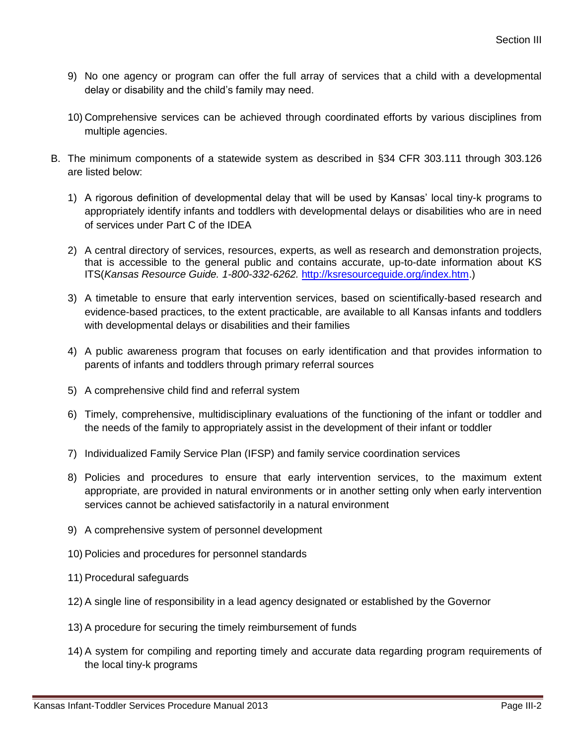9) No one agency or program can offer the full array of services that a child with a developmental delay or disability and the child's family may need.

10) Comprehensive services can be achieved through coordinated efforts by various disciplines from multiple agencies.

B. The minimum components of a statewide system as described in §34 CFR 303.111 through 303.126 are listed below:

1) A rigorous definition of developmental delay that will be used by Kansas' local tiny-k programs to appropriately identify infants and toddlers with developmental delays or disabilities who are in need of services under Part C of the IDEA

2) A central directory of services, resources, experts, as well as research and demonstration projects, that is accessible to the general public and contains accurate, up-to-date information about KS ITS(*Kansas Resource Guide. 1-800-332-6262.* [http://ksresourceguide.org/index.htm](http://ksresourceguide.org/index.htm).)

3) A timetable to ensure that early intervention services, based on scientifically-based research and evidence-based practices, to the extent practicable, are available to all Kansas infants and toddlers with developmental delays or disabilities and their families

4) A public awareness program that focuses on early identification and that provides information to parents of infants and toddlers through primary referral sources

5) A comprehensive child find and referral system

6) Timely, comprehensive, multidisciplinary evaluations of the functioning of the infant or toddler and the needs of the family to appropriately assist in the development of their infant or toddler

7) Individualized Family Service Plan (IFSP) and family service coordination services

8) Policies and procedures to ensure that early intervention services, to the maximum extent appropriate, are provided in natural environments or in another setting only when early intervention services cannot be achieved satisfactorily in a natural environment

9) A comprehensive system of personnel development

10) Policies and procedures for personnel standards

11) Procedural safeguards

12) A single line of responsibility in a lead agency designated or established by the Governor

13) A procedure for securing the timely reimbursement of funds

14) A system for compiling and reporting timely and accurate data regarding program requirements of the local tiny-k programs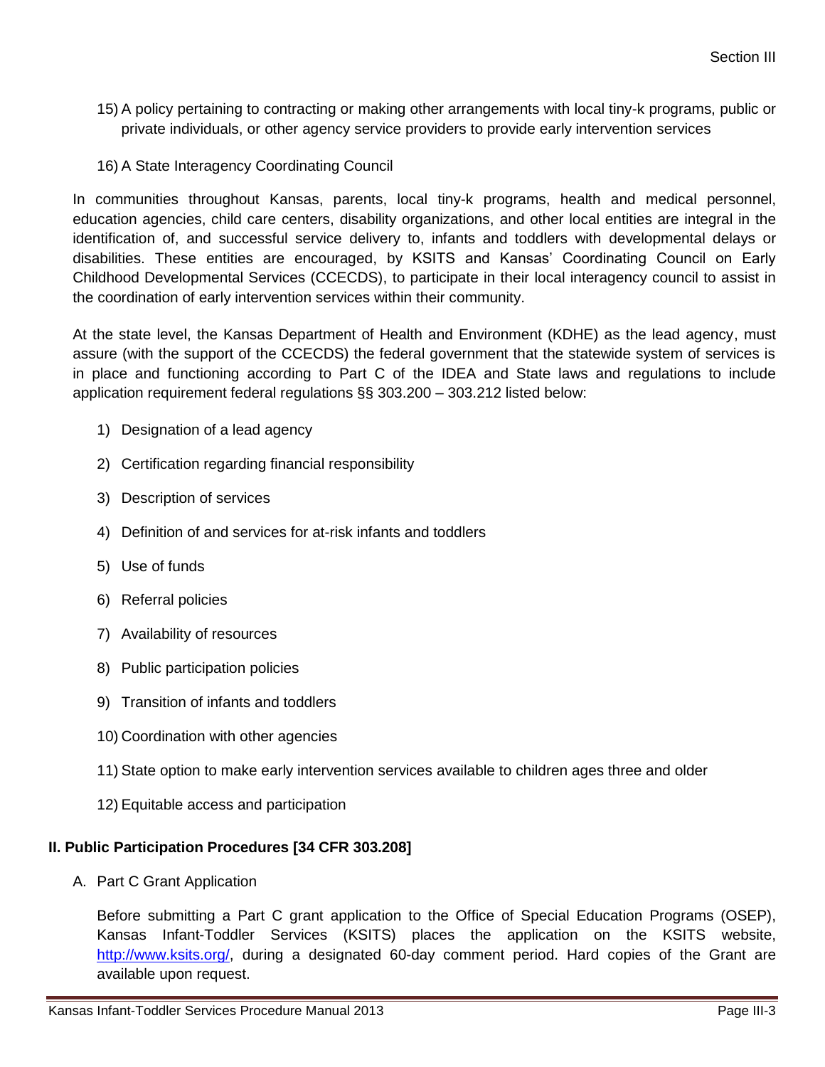15) A policy pertaining to contracting or making other arrangements with local tiny-k programs, public or private individuals, or other agency service providers to provide early intervention services

16) A State Interagency Coordinating Council

In communities throughout Kansas, parents, local tiny-k programs, health and medical personnel, education agencies, child care centers, disability organizations, and other local entities are integral in the identification of, and successful service delivery to, infants and toddlers with developmental delays or disabilities. These entities are encouraged, by KSITS and Kansas' Coordinating Council on Early Childhood Developmental Services (CCECDS), to participate in their local interagency council to assist in the coordination of early intervention services within their community.

At the state level, the Kansas Department of Health and Environment (KDHE) as the lead agency, must assure (with the support of the CCECDS) the federal government that the statewide system of services is in place and functioning according to Part C of the IDEA and State laws and regulations to include application requirement federal regulations §§ 303.200 – 303.212 listed below:

1) Designation of a lead agency
2) Certification regarding financial responsibility
3) Description of services
4) Definition of and services for at-risk infants and toddlers
5) Use of funds
6) Referral policies
7) Availability of resources
8) Public participation policies
9) Transition of infants and toddlers
10) Coordination with other agencies
11) State option to make early intervention services available to children ages three and older
12) Equitable access and participation

## II. Public Participation Procedures [34 CFR 303.208]

A. Part C Grant Application

Before submitting a Part C grant application to the Office of Special Education Programs (OSEP), Kansas Infant-Toddler Services (KSITS) places the application on the KSITS website, http://www.ksits.org/, during a designated 60-day comment period. Hard copies of the Grant are available upon request.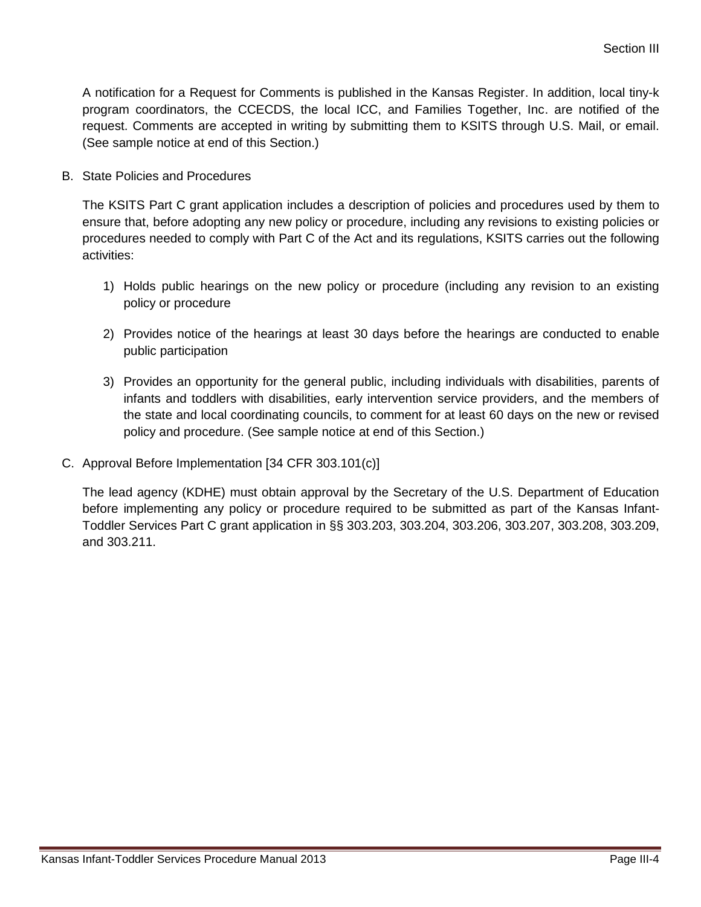A notification for a Request for Comments is published in the Kansas Register. In addition, local tiny-k program coordinators, the CCECDS, the local ICC, and Families Together, Inc. are notified of the request. Comments are accepted in writing by submitting them to KSITS through U.S. Mail, or email. (See sample notice at end of this Section.)

B. State Policies and Procedures

The KSITS Part C grant application includes a description of policies and procedures used by them to ensure that, before adopting any new policy or procedure, including any revisions to existing policies or procedures needed to comply with Part C of the Act and its regulations, KSITS carries out the following activities:

1) Holds public hearings on the new policy or procedure (including any revision to an existing policy or procedure

2) Provides notice of the hearings at least 30 days before the hearings are conducted to enable public participation

3) Provides an opportunity for the general public, including individuals with disabilities, parents of infants and toddlers with disabilities, early intervention service providers, and the members of the state and local coordinating councils, to comment for at least 60 days on the new or revised policy and procedure. (See sample notice at end of this Section.)

C. Approval Before Implementation [34 CFR 303.101(c)]

The lead agency (KDHE) must obtain approval by the Secretary of the U.S. Department of Education before implementing any policy or procedure required to be submitted as part of the Kansas Infant-Toddler Services Part C grant application in §§ 303.203, 303.204, 303.206, 303.207, 303.208, 303.209, and 303.211.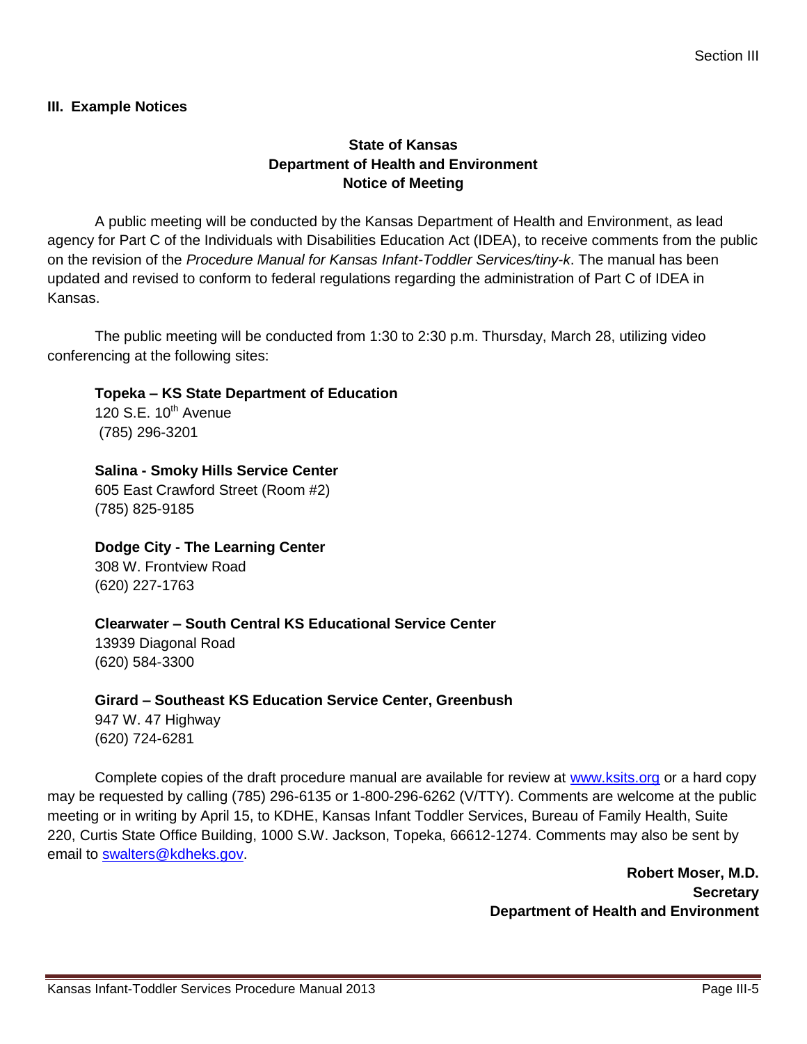## III. Example Notices

**State of Kansas**
**Department of Health and Environment**
**Notice of Meeting**

A public meeting will be conducted by the Kansas Department of Health and Environment, as lead agency for Part C of the Individuals with Disabilities Education Act (IDEA), to receive comments from the public on the revision of the *Procedure Manual for Kansas Infant-Toddler Services/tiny-k*. The manual has been updated and revised to conform to federal regulations regarding the administration of Part C of IDEA in Kansas.

The public meeting will be conducted from 1:30 to 2:30 p.m. Thursday, March 28, utilizing video conferencing at the following sites:

**Topeka – KS State Department of Education**
120 S.E. 10th Avenue
(785) 296-3201

**Salina - Smoky Hills Service Center**
605 East Crawford Street (Room #2)
(785) 825-9185

**Dodge City - The Learning Center**
308 W. Frontview Road
(620) 227-1763

**Clearwater – South Central KS Educational Service Center**
13939 Diagonal Road
(620) 584-3300

**Girard – Southeast KS Education Service Center, Greenbush**
947 W. 47 Highway
(620) 724-6281

Complete copies of the draft procedure manual are available for review at www.ksits.org or a hard copy may be requested by calling (785) 296-6135 or 1-800-296-6262 (V/TTY). Comments are welcome at the public meeting or in writing by April 15, to KDHE, Kansas Infant Toddler Services, Bureau of Family Health, Suite 220, Curtis State Office Building, 1000 S.W. Jackson, Topeka, 66612-1274. Comments may also be sent by email to swalters@kdheks.gov.

**Robert Moser, M.D.**
**Secretary**
**Department of Health and Environment**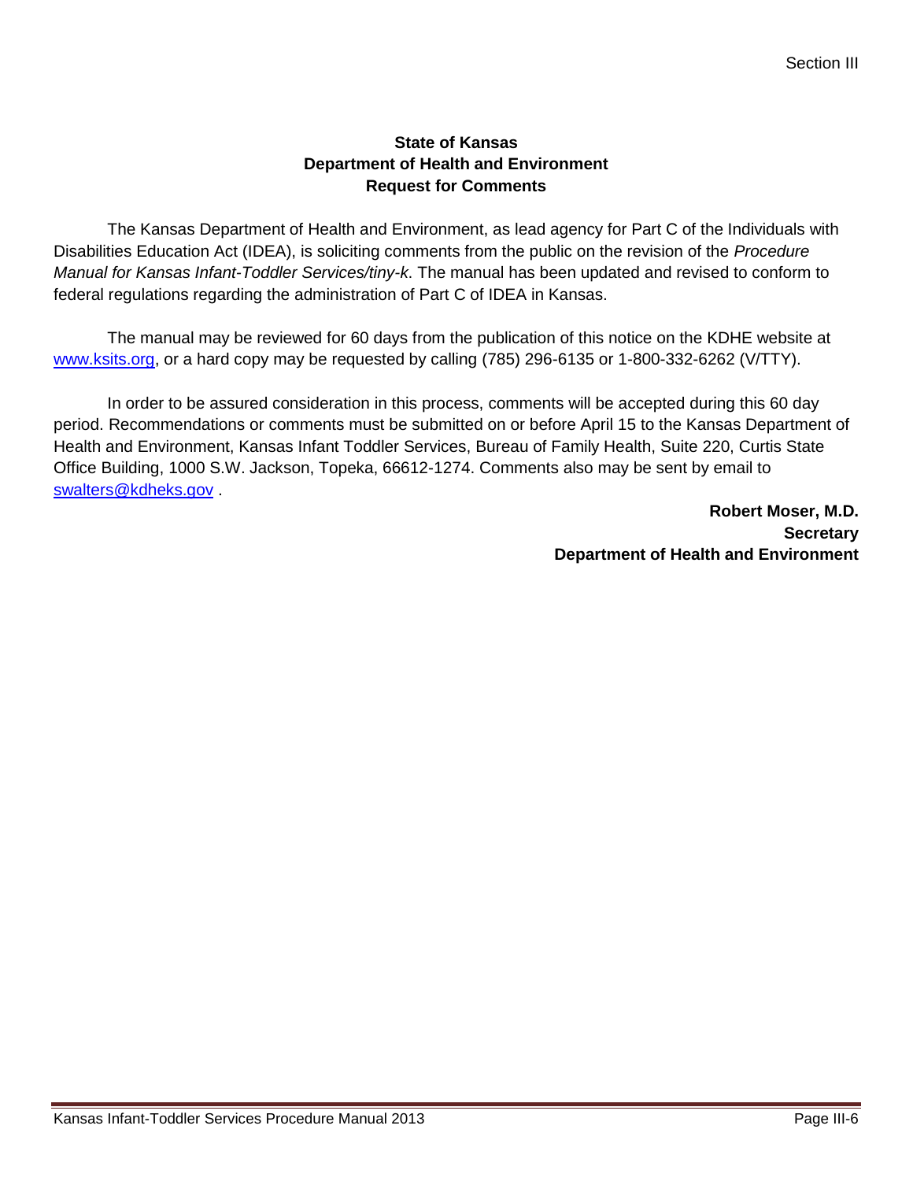**State of Kansas**
**Department of Health and Environment**
**Request for Comments**

The Kansas Department of Health and Environment, as lead agency for Part C of the Individuals with Disabilities Education Act (IDEA), is soliciting comments from the public on the revision of the *Procedure Manual for Kansas Infant-Toddler Services/tiny-k*. The manual has been updated and revised to conform to federal regulations regarding the administration of Part C of IDEA in Kansas.

The manual may be reviewed for 60 days from the publication of this notice on the KDHE website at [www.ksits.org](http://www.ksits.org), or a hard copy may be requested by calling (785) 296-6135 or 1-800-332-6262 (V/TTY).

In order to be assured consideration in this process, comments will be accepted during this 60 day period. Recommendations or comments must be submitted on or before April 15 to the Kansas Department of Health and Environment, Kansas Infant Toddler Services, Bureau of Family Health, Suite 220, Curtis State Office Building, 1000 S.W. Jackson, Topeka, 66612-1274. Comments also may be sent by email to [swalters@kdheks.gov](mailto:swalters@kdheks.gov) .

**Robert Moser, M.D.**
**Secretary**
**Department of Health and Environment**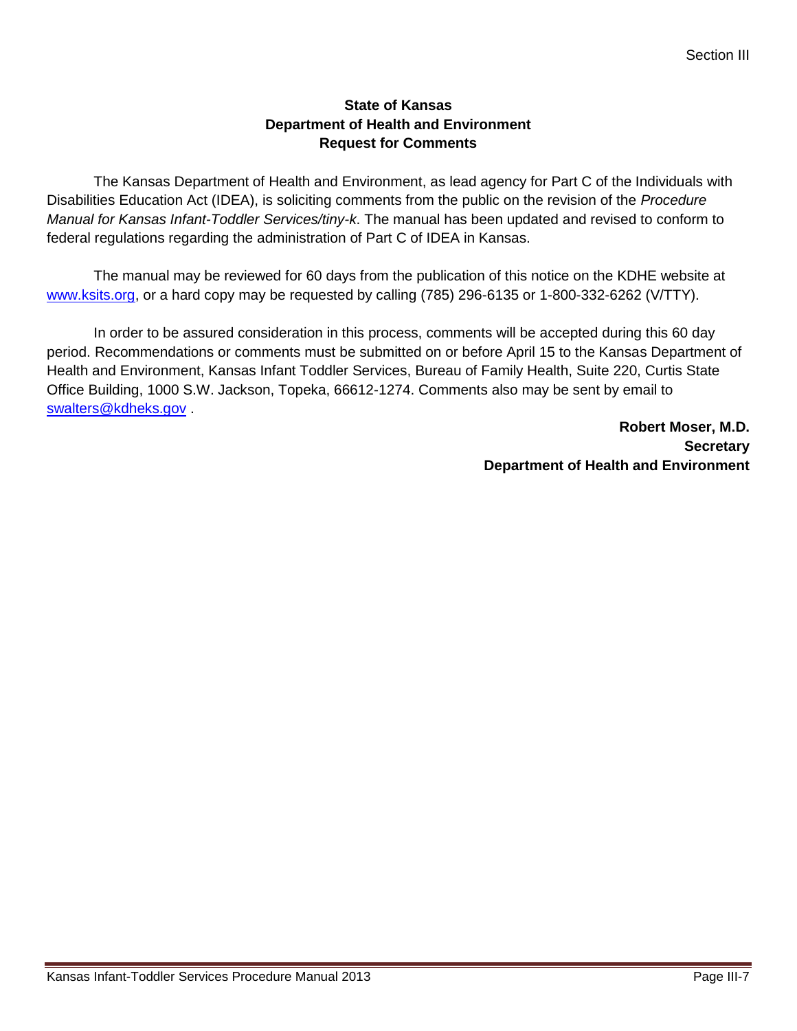**State of Kansas**
**Department of Health and Environment**
**Request for Comments**

The Kansas Department of Health and Environment, as lead agency for Part C of the Individuals with Disabilities Education Act (IDEA), is soliciting comments from the public on the revision of the *Procedure Manual for Kansas Infant-Toddler Services/tiny-k*. The manual has been updated and revised to conform to federal regulations regarding the administration of Part C of IDEA in Kansas.

The manual may be reviewed for 60 days from the publication of this notice on the KDHE website at www.ksits.org, or a hard copy may be requested by calling (785) 296-6135 or 1-800-332-6262 (V/TTY).

In order to be assured consideration in this process, comments will be accepted during this 60 day period. Recommendations or comments must be submitted on or before April 15 to the Kansas Department of Health and Environment, Kansas Infant Toddler Services, Bureau of Family Health, Suite 220, Curtis State Office Building, 1000 S.W. Jackson, Topeka, 66612-1274. Comments also may be sent by email to swalters@kdheks.gov .

**Robert Moser, M.D.**
**Secretary**
**Department of Health and Environment**